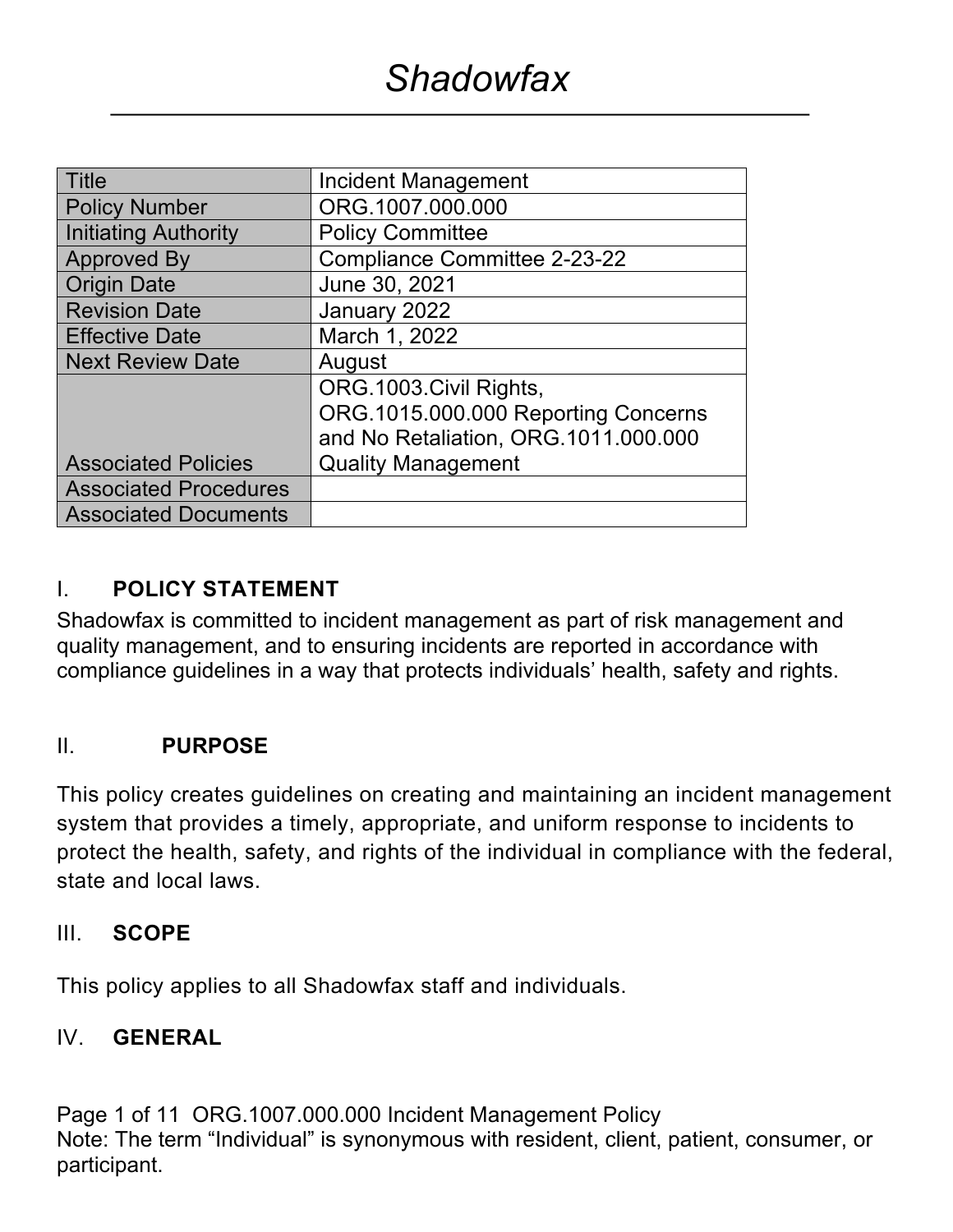# Shadowfax

| Title | Incident Management |
|---|---|
| Policy Number | ORG.1007.000.000 |
| Initiating Authority | Policy Committee |
| Approved By | Compliance Committee 2-23-22 |
| Origin Date | June 30, 2021 |
| Revision Date | January 2022 |
| Effective Date | March 1, 2022 |
| Next Review Date | August |
| Associated Policies | ORG.1003.Civil Rights, ORG.1015.000.000 Reporting Concerns and No Retaliation, ORG.1011.000.000 Quality Management |
| Associated Procedures | |
| Associated Documents | |

## I. POLICY STATEMENT

Shadowfax is committed to incident management as part of risk management and quality management, and to ensuring incidents are reported in accordance with compliance guidelines in a way that protects individuals' health, safety and rights.

## II. PURPOSE

This policy creates guidelines on creating and maintaining an incident management system that provides a timely, appropriate, and uniform response to incidents to protect the health, safety, and rights of the individual in compliance with the federal, state and local laws.

## III. SCOPE

This policy applies to all Shadowfax staff and individuals.

## IV. GENERAL

Note: The term "Individual" is synonymous with resident, client, patient, consumer, or participant.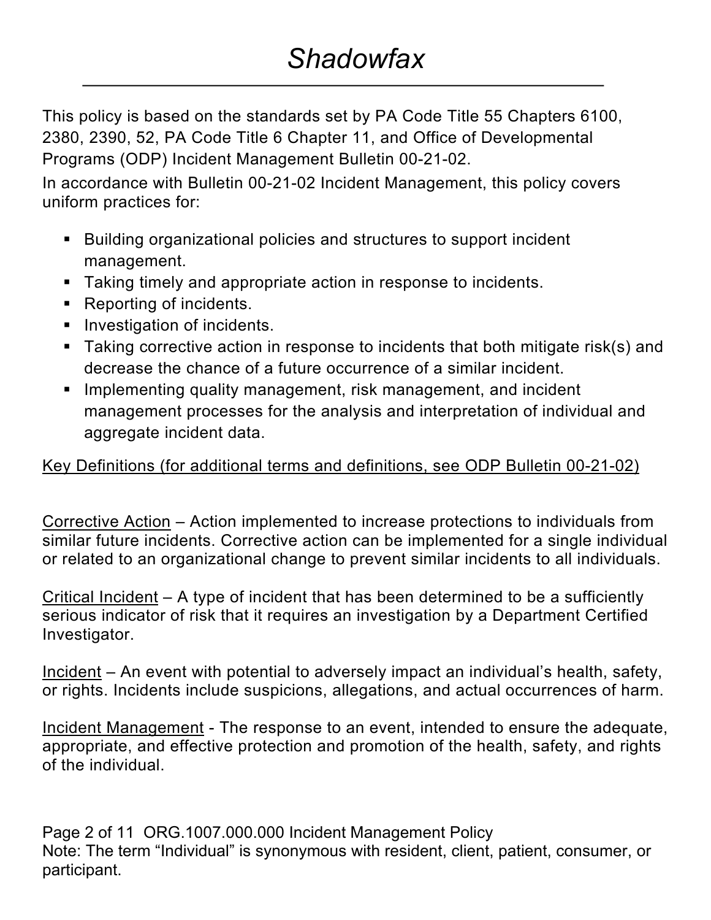This policy is based on the standards set by PA Code Title 55 Chapters 6100, 2380, 2390, 52, PA Code Title 6 Chapter 11, and Office of Developmental Programs (ODP) Incident Management Bulletin 00-21-02.

In accordance with Bulletin 00-21-02 Incident Management, this policy covers uniform practices for:

- Building organizational policies and structures to support incident management.
- Taking timely and appropriate action in response to incidents.
- Reporting of incidents.
- Investigation of incidents.
- Taking corrective action in response to incidents that both mitigate risk(s) and decrease the chance of a future occurrence of a similar incident.
- Implementing quality management, risk management, and incident management processes for the analysis and interpretation of individual and aggregate incident data.

<u>Key Definitions (for additional terms and definitions, see ODP Bulletin 00-21-02)</u>

<u>Corrective Action</u> – Action implemented to increase protections to individuals from similar future incidents. Corrective action can be implemented for a single individual or related to an organizational change to prevent similar incidents to all individuals.

<u>Critical Incident</u> – A type of incident that has been determined to be a sufficiently serious indicator of risk that it requires an investigation by a Department Certified Investigator.

<u>Incident</u> – An event with potential to adversely impact an individual's health, safety, or rights. Incidents include suspicions, allegations, and actual occurrences of harm.

<u>Incident Management</u> - The response to an event, intended to ensure the adequate, appropriate, and effective protection and promotion of the health, safety, and rights of the individual.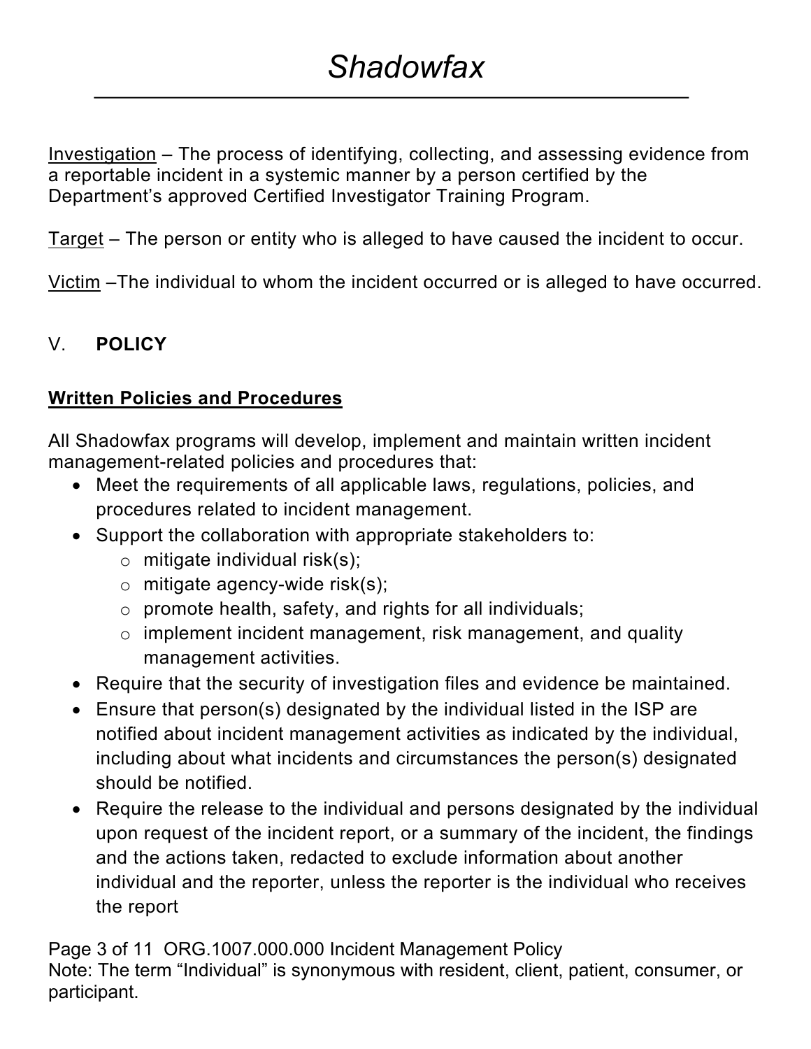Investigation – The process of identifying, collecting, and assessing evidence from a reportable incident in a systemic manner by a person certified by the Department's approved Certified Investigator Training Program.

Target – The person or entity who is alleged to have caused the incident to occur.

Victim –The individual to whom the incident occurred or is alleged to have occurred.

## V. POLICY

### Written Policies and Procedures

All Shadowfax programs will develop, implement and maintain written incident management-related policies and procedures that:

- Meet the requirements of all applicable laws, regulations, policies, and procedures related to incident management.
- Support the collaboration with appropriate stakeholders to:
  - mitigate individual risk(s);
  - mitigate agency-wide risk(s);
  - promote health, safety, and rights for all individuals;
  - implement incident management, risk management, and quality management activities.
- Require that the security of investigation files and evidence be maintained.
- Ensure that person(s) designated by the individual listed in the ISP are notified about incident management activities as indicated by the individual, including about what incidents and circumstances the person(s) designated should be notified.
- Require the release to the individual and persons designated by the individual upon request of the incident report, or a summary of the incident, the findings and the actions taken, redacted to exclude information about another individual and the reporter, unless the reporter is the individual who receives the report

Note: The term "Individual" is synonymous with resident, client, patient, consumer, or participant.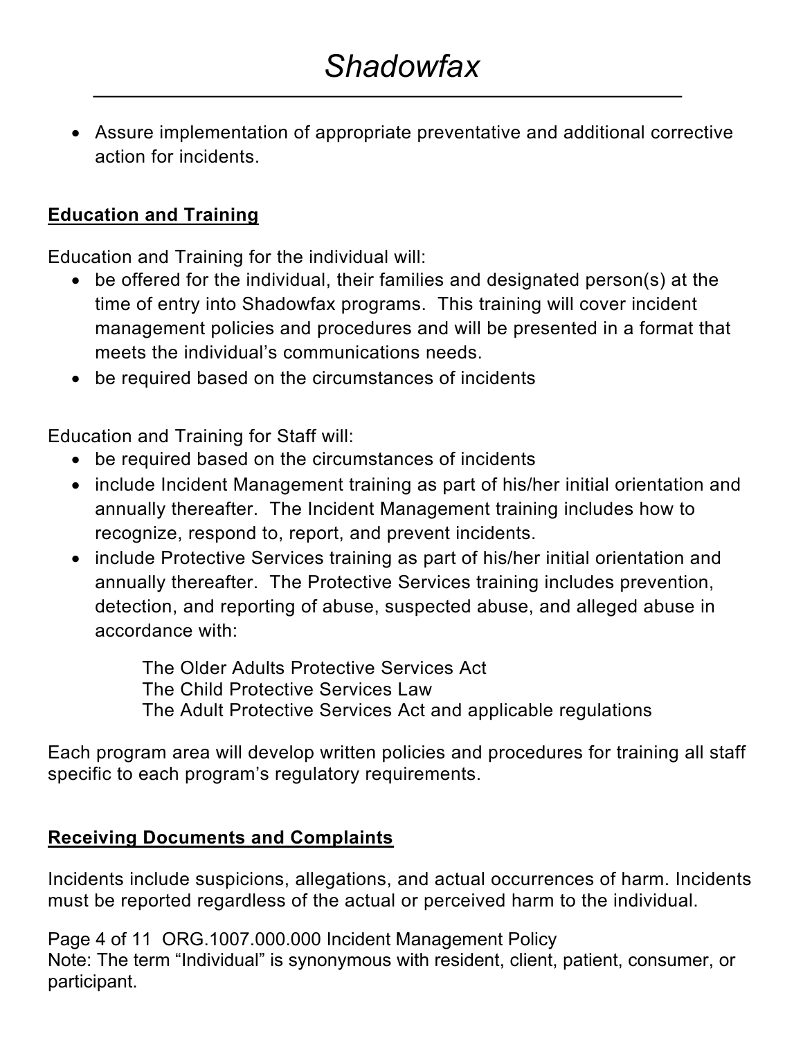- Assure implementation of appropriate preventative and additional corrective action for incidents.

**Education and Training**

Education and Training for the individual will:

- be offered for the individual, their families and designated person(s) at the time of entry into Shadowfax programs. This training will cover incident management policies and procedures and will be presented in a format that meets the individual's communications needs.
- be required based on the circumstances of incidents

Education and Training for Staff will:

- be required based on the circumstances of incidents
- include Incident Management training as part of his/her initial orientation and annually thereafter. The Incident Management training includes how to recognize, respond to, report, and prevent incidents.
- include Protective Services training as part of his/her initial orientation and annually thereafter. The Protective Services training includes prevention, detection, and reporting of abuse, suspected abuse, and alleged abuse in accordance with:

  The Older Adults Protective Services Act
  The Child Protective Services Law
  The Adult Protective Services Act and applicable regulations

Each program area will develop written policies and procedures for training all staff specific to each program's regulatory requirements.

**Receiving Documents and Complaints**

Incidents include suspicions, allegations, and actual occurrences of harm. Incidents must be reported regardless of the actual or perceived harm to the individual.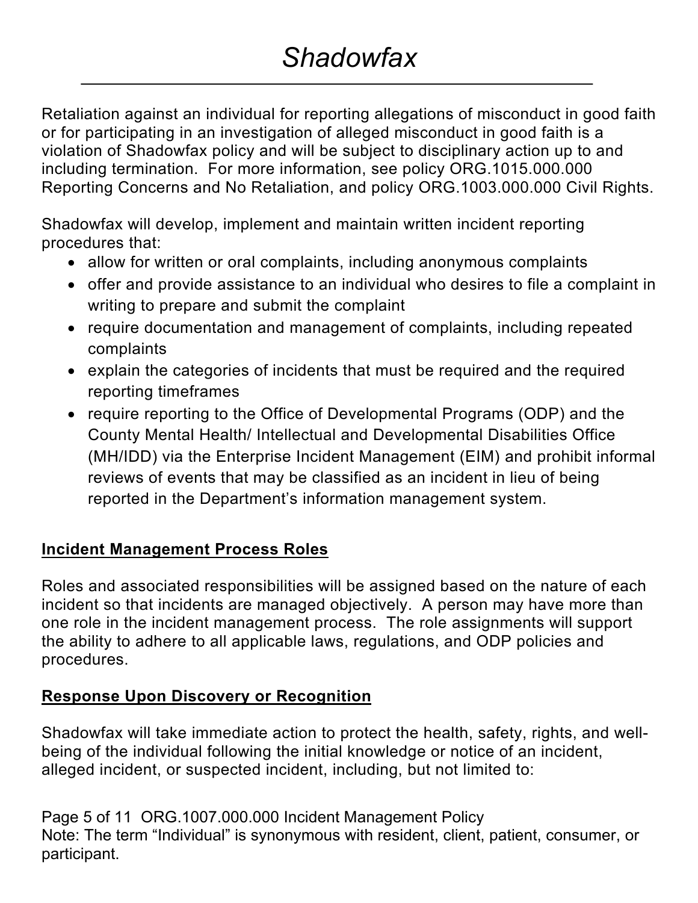Retaliation against an individual for reporting allegations of misconduct in good faith or for participating in an investigation of alleged misconduct in good faith is a violation of Shadowfax policy and will be subject to disciplinary action up to and including termination. For more information, see policy ORG.1015.000.000 Reporting Concerns and No Retaliation, and policy ORG.1003.000.000 Civil Rights.

Shadowfax will develop, implement and maintain written incident reporting procedures that:

- allow for written or oral complaints, including anonymous complaints
- offer and provide assistance to an individual who desires to file a complaint in writing to prepare and submit the complaint
- require documentation and management of complaints, including repeated complaints
- explain the categories of incidents that must be required and the required reporting timeframes
- require reporting to the Office of Developmental Programs (ODP) and the County Mental Health/ Intellectual and Developmental Disabilities Office (MH/IDD) via the Enterprise Incident Management (EIM) and prohibit informal reviews of events that may be classified as an incident in lieu of being reported in the Department's information management system.

**Incident Management Process Roles**

Roles and associated responsibilities will be assigned based on the nature of each incident so that incidents are managed objectively. A person may have more than one role in the incident management process. The role assignments will support the ability to adhere to all applicable laws, regulations, and ODP policies and procedures.

**Response Upon Discovery or Recognition**

Shadowfax will take immediate action to protect the health, safety, rights, and well-being of the individual following the initial knowledge or notice of an incident, alleged incident, or suspected incident, including, but not limited to:

Note: The term "Individual" is synonymous with resident, client, patient, consumer, or participant.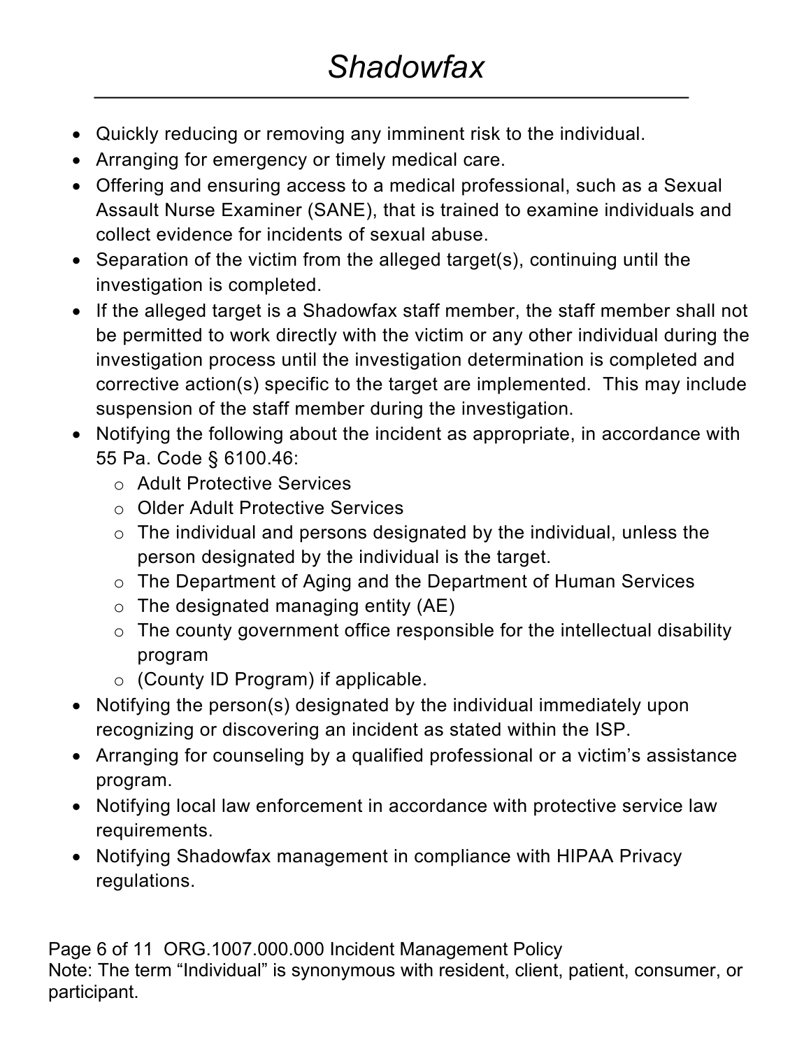- Quickly reducing or removing any imminent risk to the individual.
- Arranging for emergency or timely medical care.
- Offering and ensuring access to a medical professional, such as a Sexual Assault Nurse Examiner (SANE), that is trained to examine individuals and collect evidence for incidents of sexual abuse.
- Separation of the victim from the alleged target(s), continuing until the investigation is completed.
- If the alleged target is a Shadowfax staff member, the staff member shall not be permitted to work directly with the victim or any other individual during the investigation process until the investigation determination is completed and corrective action(s) specific to the target are implemented. This may include suspension of the staff member during the investigation.
- Notifying the following about the incident as appropriate, in accordance with 55 Pa. Code § 6100.46:
  - Adult Protective Services
  - Older Adult Protective Services
  - The individual and persons designated by the individual, unless the person designated by the individual is the target.
  - The Department of Aging and the Department of Human Services
  - The designated managing entity (AE)
  - The county government office responsible for the intellectual disability program
  - (County ID Program) if applicable.
- Notifying the person(s) designated by the individual immediately upon recognizing or discovering an incident as stated within the ISP.
- Arranging for counseling by a qualified professional or a victim's assistance program.
- Notifying local law enforcement in accordance with protective service law requirements.
- Notifying Shadowfax management in compliance with HIPAA Privacy regulations.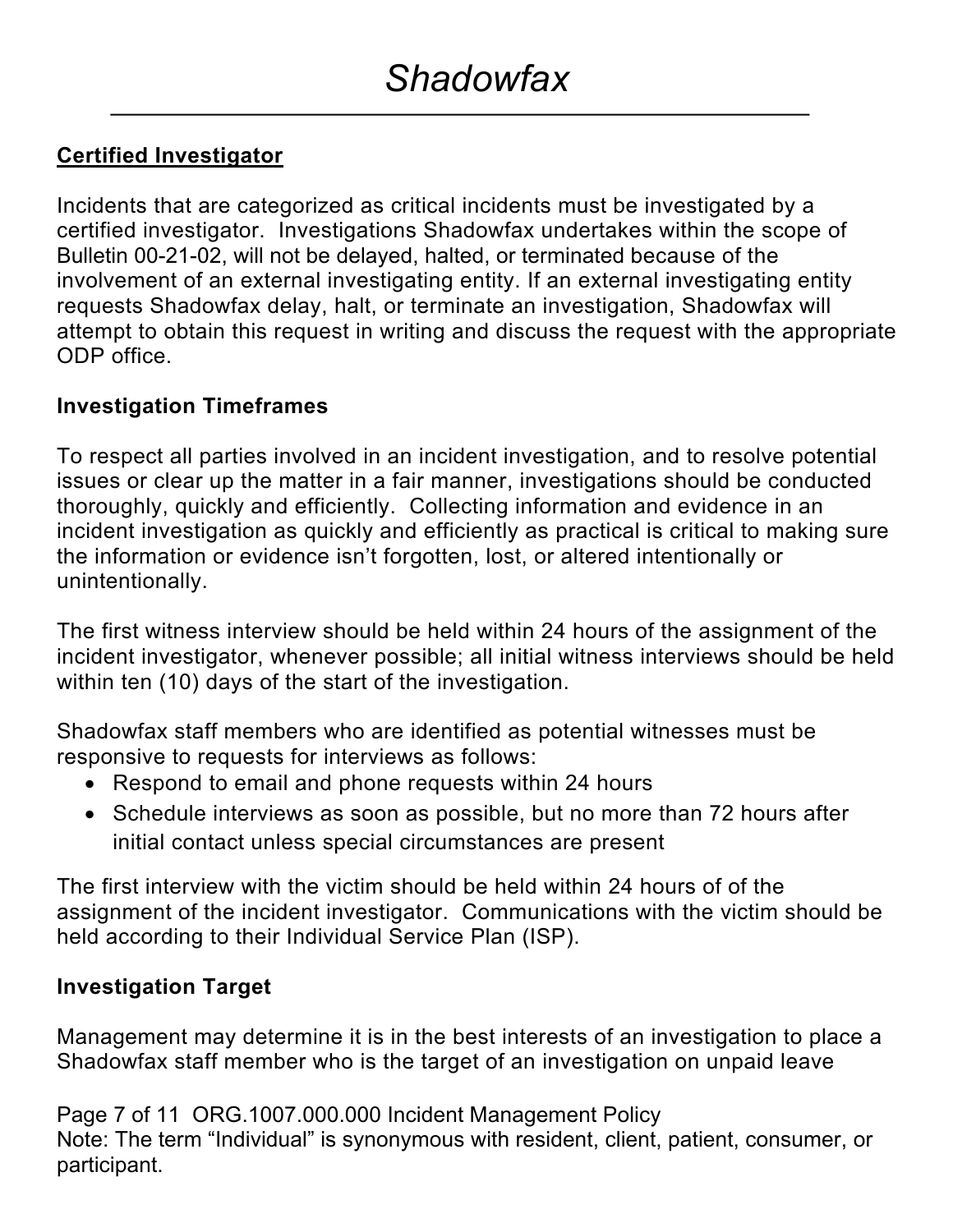**Certified Investigator**

Incidents that are categorized as critical incidents must be investigated by a certified investigator. Investigations Shadowfax undertakes within the scope of Bulletin 00-21-02, will not be delayed, halted, or terminated because of the involvement of an external investigating entity. If an external investigating entity requests Shadowfax delay, halt, or terminate an investigation, Shadowfax will attempt to obtain this request in writing and discuss the request with the appropriate ODP office.

**Investigation Timeframes**

To respect all parties involved in an incident investigation, and to resolve potential issues or clear up the matter in a fair manner, investigations should be conducted thoroughly, quickly and efficiently. Collecting information and evidence in an incident investigation as quickly and efficiently as practical is critical to making sure the information or evidence isn't forgotten, lost, or altered intentionally or unintentionally.

The first witness interview should be held within 24 hours of the assignment of the incident investigator, whenever possible; all initial witness interviews should be held within ten (10) days of the start of the investigation.

Shadowfax staff members who are identified as potential witnesses must be responsive to requests for interviews as follows:

- Respond to email and phone requests within 24 hours
- Schedule interviews as soon as possible, but no more than 72 hours after initial contact unless special circumstances are present

The first interview with the victim should be held within 24 hours of of the assignment of the incident investigator. Communications with the victim should be held according to their Individual Service Plan (ISP).

**Investigation Target**

Management may determine it is in the best interests of an investigation to place a Shadowfax staff member who is the target of an investigation on unpaid leave

Note: The term "Individual" is synonymous with resident, client, patient, consumer, or participant.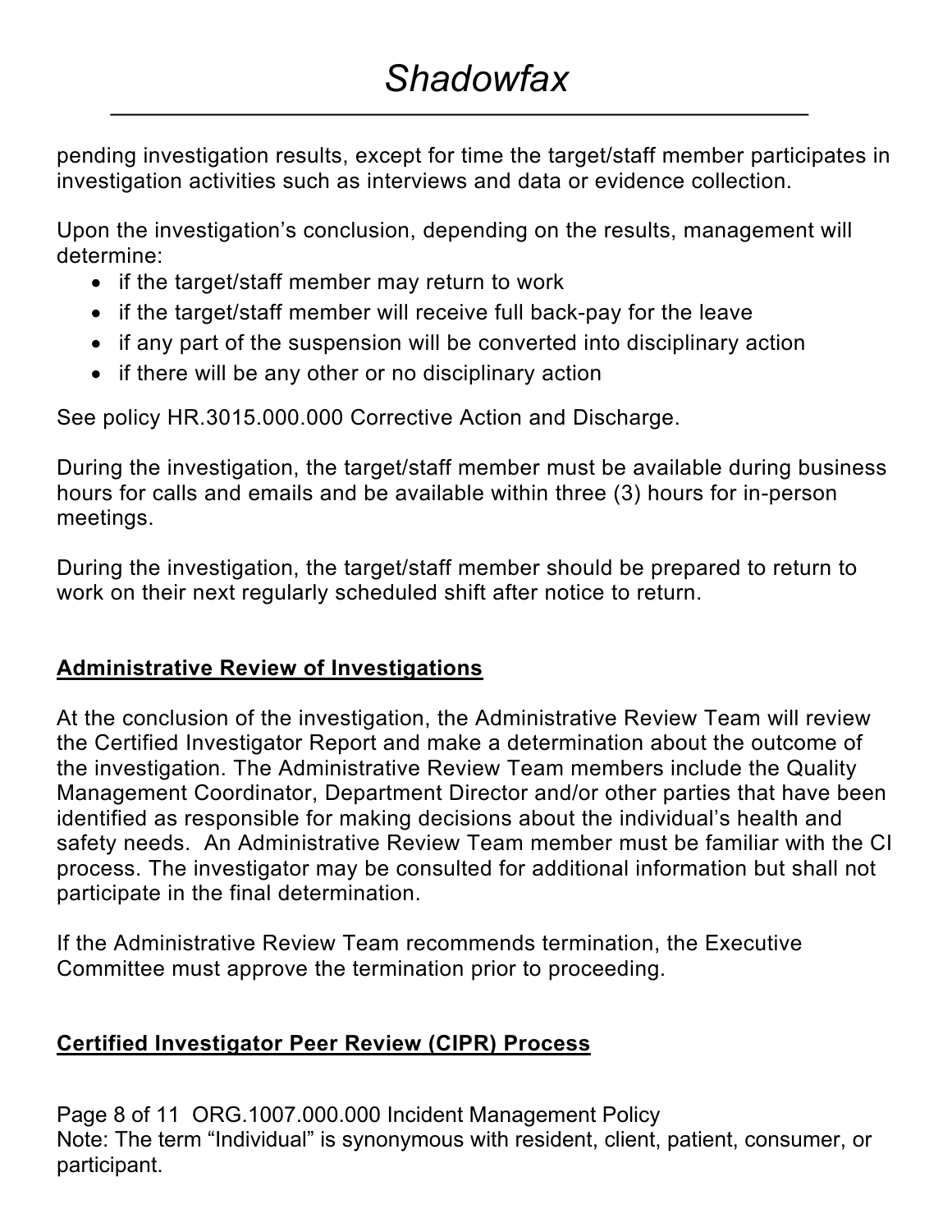pending investigation results, except for time the target/staff member participates in investigation activities such as interviews and data or evidence collection.

Upon the investigation's conclusion, depending on the results, management will determine:

- if the target/staff member may return to work
- if the target/staff member will receive full back-pay for the leave
- if any part of the suspension will be converted into disciplinary action
- if there will be any other or no disciplinary action

See policy HR.3015.000.000 Corrective Action and Discharge.

During the investigation, the target/staff member must be available during business hours for calls and emails and be available within three (3) hours for in-person meetings.

During the investigation, the target/staff member should be prepared to return to work on their next regularly scheduled shift after notice to return.

## Administrative Review of Investigations

At the conclusion of the investigation, the Administrative Review Team will review the Certified Investigator Report and make a determination about the outcome of the investigation. The Administrative Review Team members include the Quality Management Coordinator, Department Director and/or other parties that have been identified as responsible for making decisions about the individual's health and safety needs. An Administrative Review Team member must be familiar with the CI process. The investigator may be consulted for additional information but shall not participate in the final determination.

If the Administrative Review Team recommends termination, the Executive Committee must approve the termination prior to proceeding.

## Certified Investigator Peer Review (CIPR) Process

Note: The term "Individual" is synonymous with resident, client, patient, consumer, or participant.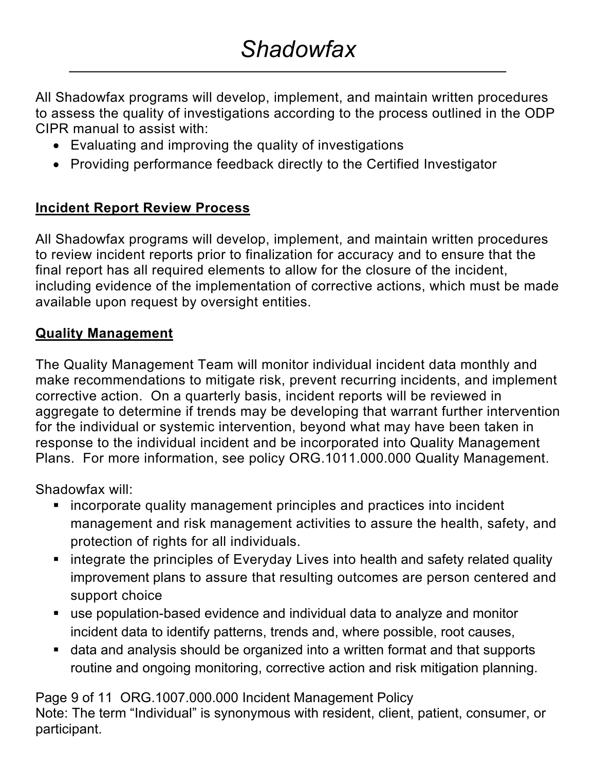All Shadowfax programs will develop, implement, and maintain written procedures to assess the quality of investigations according to the process outlined in the ODP CIPR manual to assist with:

- Evaluating and improving the quality of investigations
- Providing performance feedback directly to the Certified Investigator

## Incident Report Review Process

All Shadowfax programs will develop, implement, and maintain written procedures to review incident reports prior to finalization for accuracy and to ensure that the final report has all required elements to allow for the closure of the incident, including evidence of the implementation of corrective actions, which must be made available upon request by oversight entities.

## Quality Management

The Quality Management Team will monitor individual incident data monthly and make recommendations to mitigate risk, prevent recurring incidents, and implement corrective action. On a quarterly basis, incident reports will be reviewed in aggregate to determine if trends may be developing that warrant further intervention for the individual or systemic intervention, beyond what may have been taken in response to the individual incident and be incorporated into Quality Management Plans. For more information, see policy ORG.1011.000.000 Quality Management.

Shadowfax will:

- incorporate quality management principles and practices into incident management and risk management activities to assure the health, safety, and protection of rights for all individuals.
- integrate the principles of Everyday Lives into health and safety related quality improvement plans to assure that resulting outcomes are person centered and support choice
- use population-based evidence and individual data to analyze and monitor incident data to identify patterns, trends and, where possible, root causes,
- data and analysis should be organized into a written format and that supports routine and ongoing monitoring, corrective action and risk mitigation planning.

Note: The term "Individual" is synonymous with resident, client, patient, consumer, or participant.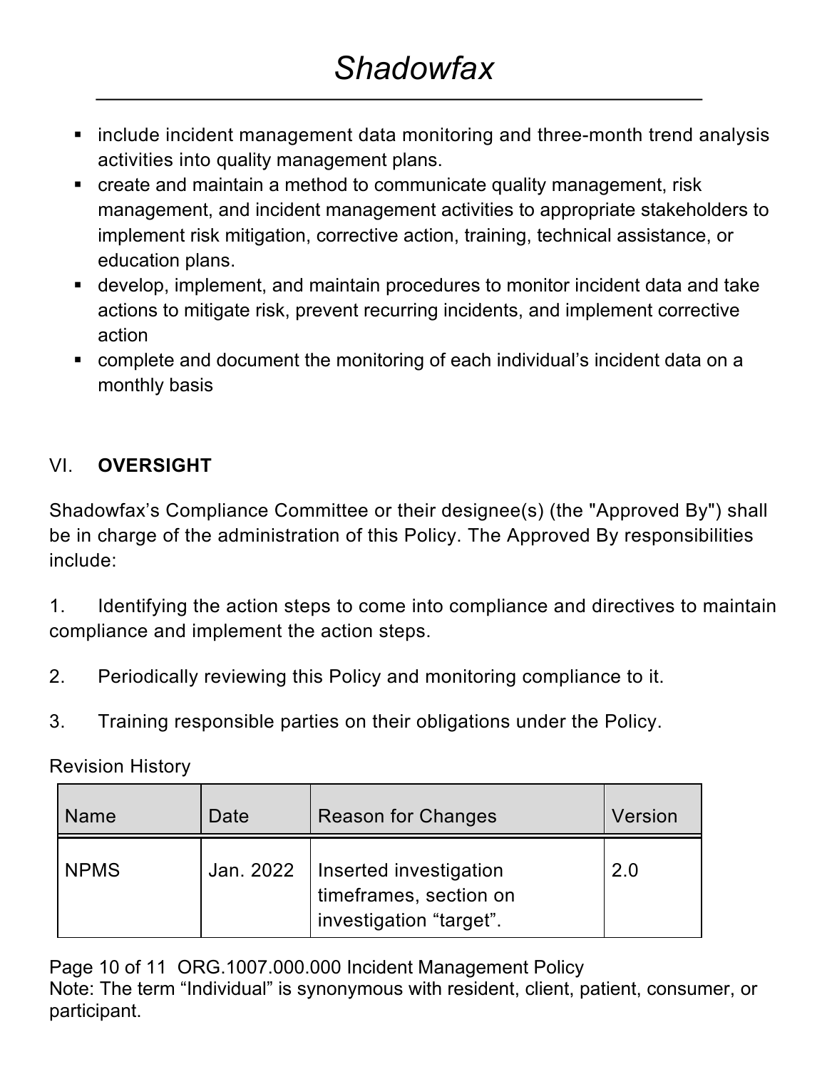- include incident management data monitoring and three-month trend analysis activities into quality management plans.
- create and maintain a method to communicate quality management, risk management, and incident management activities to appropriate stakeholders to implement risk mitigation, corrective action, training, technical assistance, or education plans.
- develop, implement, and maintain procedures to monitor incident data and take actions to mitigate risk, prevent recurring incidents, and implement corrective action
- complete and document the monitoring of each individual's incident data on a monthly basis

## VI. **OVERSIGHT**

Shadowfax's Compliance Committee or their designee(s) (the "Approved By") shall be in charge of the administration of this Policy. The Approved By responsibilities include:

1. Identifying the action steps to come into compliance and directives to maintain compliance and implement the action steps.

2. Periodically reviewing this Policy and monitoring compliance to it.

3. Training responsible parties on their obligations under the Policy.

Revision History

| Name | Date | Reason for Changes | Version |
| --- | --- | --- | --- |
| NPMS | Jan. 2022 | Inserted investigation timeframes, section on investigation "target". | 2.0 |

Note: The term "Individual" is synonymous with resident, client, patient, consumer, or participant.